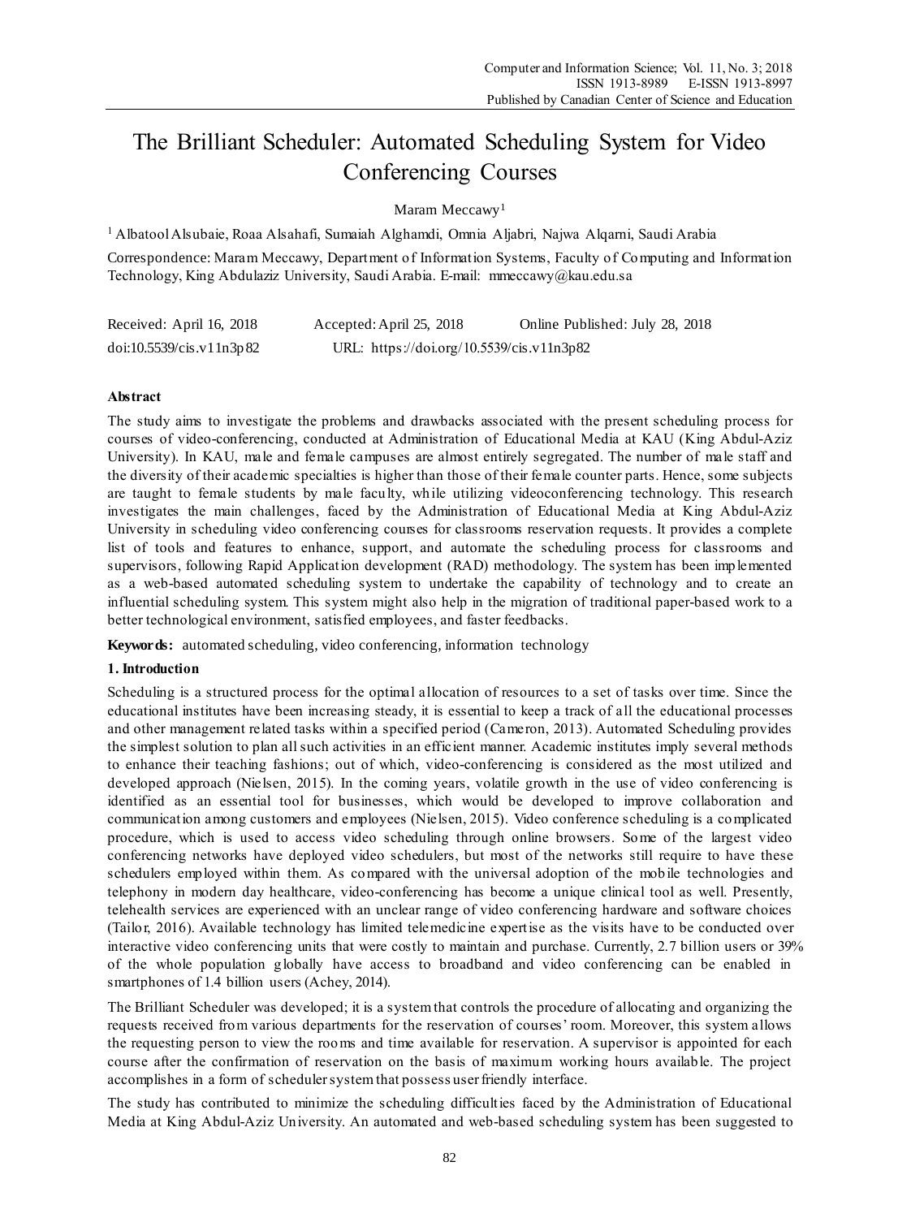# The Brilliant Scheduler: Automated Scheduling System for Video Conferencing Courses

Maram Meccawy[1]

[1] Albatool Alsubaie, Roaa Alsahafi, Sumaiah Alghamdi, Omnia Aljabri, Najwa Alqarni, Saudi Arabia

Correspondence: Maram Meccawy, Department of Information Systems, Faculty of Computing and Information Technology, King Abdulaziz University, Saudi Arabia. E-mail: mmeccawy@kau.edu.sa

Received: April 16, 2018 Accepted: April 25, 2018 Online Published: July 28, 2018

doi:10.5539/cis.v11n3p82 URL: https://doi.org/10.5539/cis.v11n3p82

**Abstract**

The study aims to investigate the problems and drawbacks associated with the present scheduling process for courses of video-conferencing, conducted at Administration of Educational Media at KAU (King Abdul-Aziz University). In KAU, male and female campuses are almost entirely segregated. The number of male staff and the diversity of their academic specialties is higher than those of their female counter parts. Hence, some subjects are taught to female students by male faculty, while utilizing videoconferencing technology. This research investigates the main challenges, faced by the Administration of Educational Media at King Abdul-Aziz University in scheduling video conferencing courses for classrooms reservation requests. It provides a complete list of tools and features to enhance, support, and automate the scheduling process for classrooms and supervisors, following Rapid Application development (RAD) methodology. The system has been implemented as a web-based automated scheduling system to undertake the capability of technology and to create an influential scheduling system. This system might also help in the migration of traditional paper-based work to a better technological environment, satisfied employees, and faster feedbacks.

**Keywords:** automated scheduling, video conferencing, information technology

## 1. Introduction

Scheduling is a structured process for the optimal allocation of resources to a set of tasks over time. Since the educational institutes have been increasing steady, it is essential to keep a track of all the educational processes and other management related tasks within a specified period (Cameron, 2013). Automated Scheduling provides the simplest solution to plan all such activities in an efficient manner. Academic institutes imply several methods to enhance their teaching fashions; out of which, video-conferencing is considered as the most utilized and developed approach (Nielsen, 2015). In the coming years, volatile growth in the use of video conferencing is identified as an essential tool for businesses, which would be developed to improve collaboration and communication among customers and employees (Nielsen, 2015). Video conference scheduling is a complicated procedure, which is used to access video scheduling through online browsers. Some of the largest video conferencing networks have deployed video schedulers, but most of the networks still require to have these schedulers employed within them. As compared with the universal adoption of the mobile technologies and telephony in modern day healthcare, video-conferencing has become a unique clinical tool as well. Presently, telehealth services are experienced with an unclear range of video conferencing hardware and software choices (Tailor, 2016). Available technology has limited telemedicine expertise as the visits have to be conducted over interactive video conferencing units that were costly to maintain and purchase. Currently, 2.7 billion users or 39% of the whole population globally have access to broadband and video conferencing can be enabled in smartphones of 1.4 billion users (Achey, 2014).

The Brilliant Scheduler was developed; it is a system that controls the procedure of allocating and organizing the requests received from various departments for the reservation of courses' room. Moreover, this system allows the requesting person to view the rooms and time available for reservation. A supervisor is appointed for each course after the confirmation of reservation on the basis of maximum working hours available. The project accomplishes in a form of scheduler system that possess user friendly interface.

The study has contributed to minimize the scheduling difficulties faced by the Administration of Educational Media at King Abdul-Aziz University. An automated and web-based scheduling system has been suggested to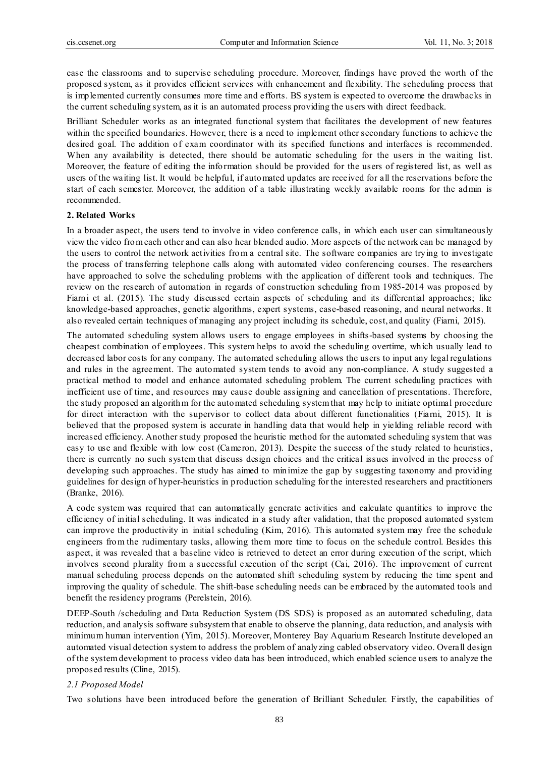ease the classrooms and to supervise scheduling procedure. Moreover, findings have proved the worth of the proposed system, as it provides efficient services with enhancement and flexibility. The scheduling process that is implemented currently consumes more time and efforts. BS system is expected to overcome the drawbacks in the current scheduling system, as it is an automated process providing the users with direct feedback.

Brilliant Scheduler works as an integrated functional system that facilitates the development of new features within the specified boundaries. However, there is a need to implement other secondary functions to achieve the desired goal. The addition of exam coordinator with its specified functions and interfaces is recommended. When any availability is detected, there should be automatic scheduling for the users in the waiting list. Moreover, the feature of editing the information should be provided for the users of registered list, as well as users of the waiting list. It would be helpful, if automated updates are received for all the reservations before the start of each semester. Moreover, the addition of a table illustrating weekly available rooms for the admin is recommended.

## 2. Related Works

In a broader aspect, the users tend to involve in video conference calls, in which each user can simultaneously view the video from each other and can also hear blended audio. More aspects of the network can be managed by the users to control the network activities from a central site. The software companies are trying to investigate the process of transferring telephone calls along with automated video conferencing courses. The researchers have approached to solve the scheduling problems with the application of different tools and techniques. The review on the research of automation in regards of construction scheduling from 1985-2014 was proposed by Fiarni et al. (2015). The study discussed certain aspects of scheduling and its differential approaches; like knowledge-based approaches, genetic algorithms, expert systems, case-based reasoning, and neural networks. It also revealed certain techniques of managing any project including its schedule, cost, and quality (Fiarni, 2015).

The automated scheduling system allows users to engage employees in shifts-based systems by choosing the cheapest combination of employees. This system helps to avoid the scheduling overtime, which usually lead to decreased labor costs for any company. The automated scheduling allows the users to input any legal regulations and rules in the agreement. The automated system tends to avoid any non-compliance. A study suggested a practical method to model and enhance automated scheduling problem. The current scheduling practices with inefficient use of time, and resources may cause double assigning and cancellation of presentations. Therefore, the study proposed an algorithm for the automated scheduling system that may help to initiate optimal procedure for direct interaction with the supervisor to collect data about different functionalities (Fiarni, 2015). It is believed that the proposed system is accurate in handling data that would help in yielding reliable record with increased efficiency. Another study proposed the heuristic method for the automated scheduling system that was easy to use and flexible with low cost (Cameron, 2013). Despite the success of the study related to heuristics, there is currently no such system that discuss design choices and the critical issues involved in the process of developing such approaches. The study has aimed to minimize the gap by suggesting taxonomy and providing guidelines for design of hyper-heuristics in production scheduling for the interested researchers and practitioners (Branke, 2016).

A code system was required that can automatically generate activities and calculate quantities to improve the efficiency of initial scheduling. It was indicated in a study after validation, that the proposed automated system can improve the productivity in initial scheduling (Kim, 2016). This automated system may free the schedule engineers from the rudimentary tasks, allowing them more time to focus on the schedule control. Besides this aspect, it was revealed that a baseline video is retrieved to detect an error during execution of the script, which involves second plurality from a successful execution of the script (Cai, 2016). The improvement of current manual scheduling process depends on the automated shift scheduling system by reducing the time spent and improving the quality of schedule. The shift-base scheduling needs can be embraced by the automated tools and benefit the residency programs (Perelstein, 2016).

DEEP-South /scheduling and Data Reduction System (DS SDS) is proposed as an automated scheduling, data reduction, and analysis software subsystem that enable to observe the planning, data reduction, and analysis with minimum human intervention (Yim, 2015). Moreover, Monterey Bay Aquarium Research Institute developed an automated visual detection system to address the problem of analyzing cabled observatory video. Overall design of the system development to process video data has been introduced, which enabled science users to analyze the proposed results (Cline, 2015).

### *2.1 Proposed Model*

Two solutions have been introduced before the generation of Brilliant Scheduler. Firstly, the capabilities of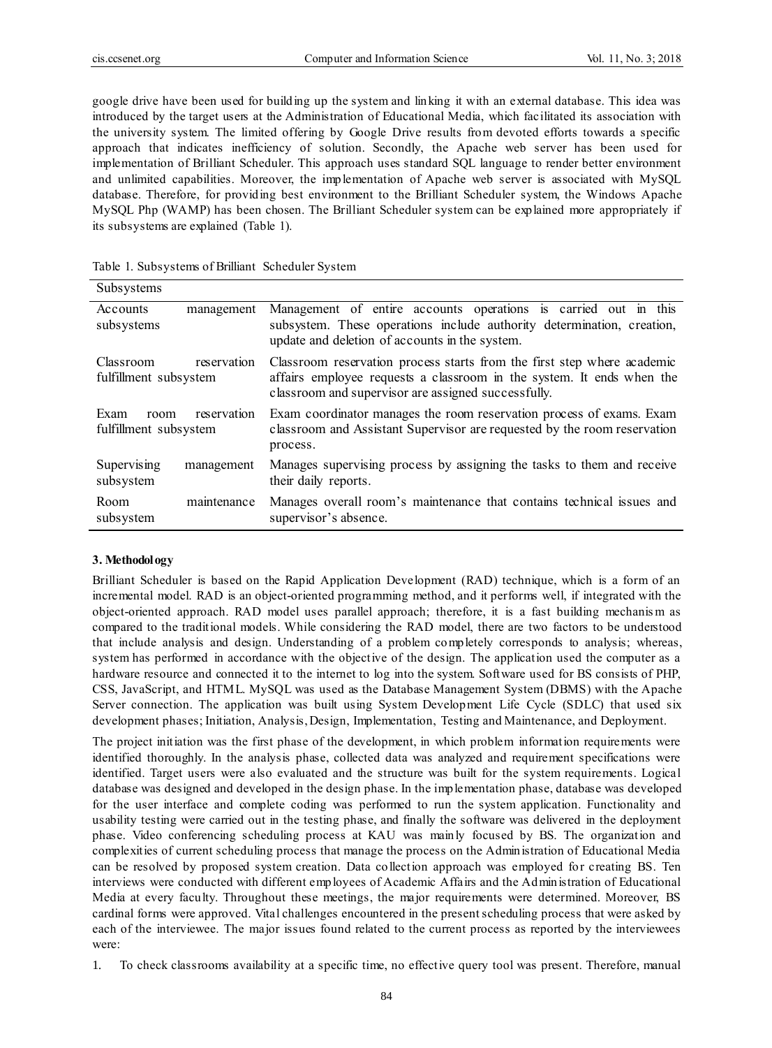google drive have been used for building up the system and linking it with an external database. This idea was introduced by the target users at the Administration of Educational Media, which facilitated its association with the university system. The limited offering by Google Drive results from devoted efforts towards a specific approach that indicates inefficiency of solution. Secondly, the Apache web server has been used for implementation of Brilliant Scheduler. This approach uses standard SQL language to render better environment and unlimited capabilities. Moreover, the implementation of Apache web server is associated with MySQL database. Therefore, for providing best environment to the Brilliant Scheduler system, the Windows Apache MySQL Php (WAMP) has been chosen. The Brilliant Scheduler system can be explained more appropriately if its subsystems are explained (Table 1).

Table 1. Subsystems of Brilliant Scheduler System

| Subsystems | |
|---|---|
| Accounts management subsystems | Management of entire accounts operations is carried out in this subsystem. These operations include authority determination, creation, update and deletion of accounts in the system. |
| Classroom reservation fulfillment subsystem | Classroom reservation process starts from the first step where academic affairs employee requests a classroom in the system. It ends when the classroom and supervisor are assigned successfully. |
| Exam room reservation fulfillment subsystem | Exam coordinator manages the room reservation process of exams. Exam classroom and Assistant Supervisor are requested by the room reservation process. |
| Supervising management subsystem | Manages supervising process by assigning the tasks to them and receive their daily reports. |
| Room maintenance subsystem | Manages overall room's maintenance that contains technical issues and supervisor's absence. |

### 3. Methodology

Brilliant Scheduler is based on the Rapid Application Development (RAD) technique, which is a form of an incremental model. RAD is an object-oriented programming method, and it performs well, if integrated with the object-oriented approach. RAD model uses parallel approach; therefore, it is a fast building mechanism as compared to the traditional models. While considering the RAD model, there are two factors to be understood that include analysis and design. Understanding of a problem completely corresponds to analysis; whereas, system has performed in accordance with the objective of the design. The application used the computer as a hardware resource and connected it to the internet to log into the system. Software used for BS consists of PHP, CSS, JavaScript, and HTML. MySQL was used as the Database Management System (DBMS) with the Apache Server connection. The application was built using System Development Life Cycle (SDLC) that used six development phases; Initiation, Analysis, Design, Implementation, Testing and Maintenance, and Deployment.

The project initiation was the first phase of the development, in which problem information requirements were identified thoroughly. In the analysis phase, collected data was analyzed and requirement specifications were identified. Target users were also evaluated and the structure was built for the system requirements. Logical database was designed and developed in the design phase. In the implementation phase, database was developed for the user interface and complete coding was performed to run the system application. Functionality and usability testing were carried out in the testing phase, and finally the software was delivered in the deployment phase. Video conferencing scheduling process at KAU was mainly focused by BS. The organization and complexities of current scheduling process that manage the process on the Administration of Educational Media can be resolved by proposed system creation. Data collection approach was employed for creating BS. Ten interviews were conducted with different employees of Academic Affairs and the Administration of Educational Media at every faculty. Throughout these meetings, the major requirements were determined. Moreover, BS cardinal forms were approved. Vital challenges encountered in the present scheduling process that were asked by each of the interviewee. The major issues found related to the current process as reported by the interviewees were:

1. To check classrooms availability at a specific time, no effective query tool was present. Therefore, manual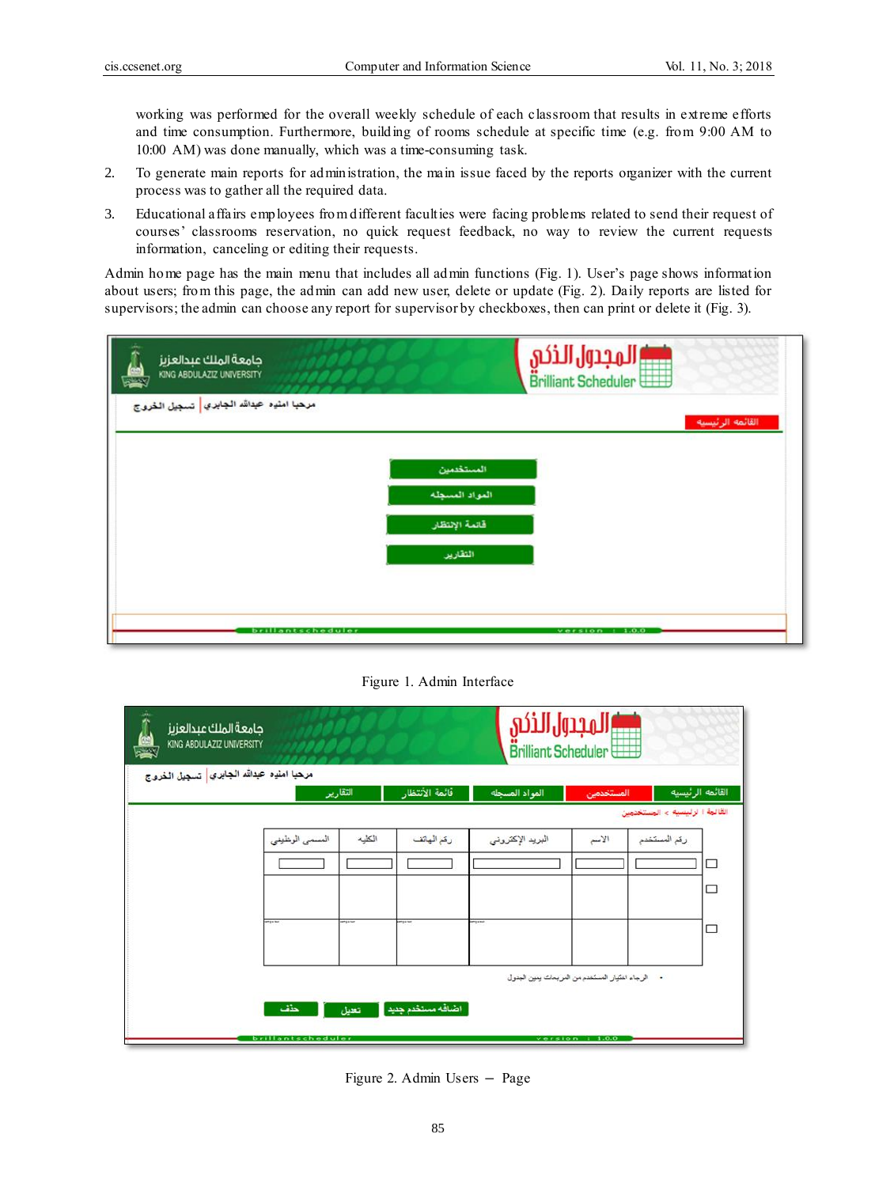working was performed for the overall weekly schedule of each classroom that results in extreme efforts and time consumption. Furthermore, building of rooms schedule at specific time (e.g. from 9:00 AM to 10:00 AM) was done manually, which was a time-consuming task.

2. To generate main reports for administration, the main issue faced by the reports organizer with the current process was to gather all the required data.

3. Educational affairs employees from different faculties were facing problems related to send their request of courses' classrooms reservation, no quick request feedback, no way to review the current requests information, canceling or editing their requests.

Admin home page has the main menu that includes all admin functions (Fig. 1). User's page shows information about users; from this page, the admin can add new user, delete or update (Fig. 2). Daily reports are listed for supervisors; the admin can choose any report for supervisor by checkboxes, then can print or delete it (Fig. 3).

Figure 1. Admin Interface

Figure 2. Admin Users – Page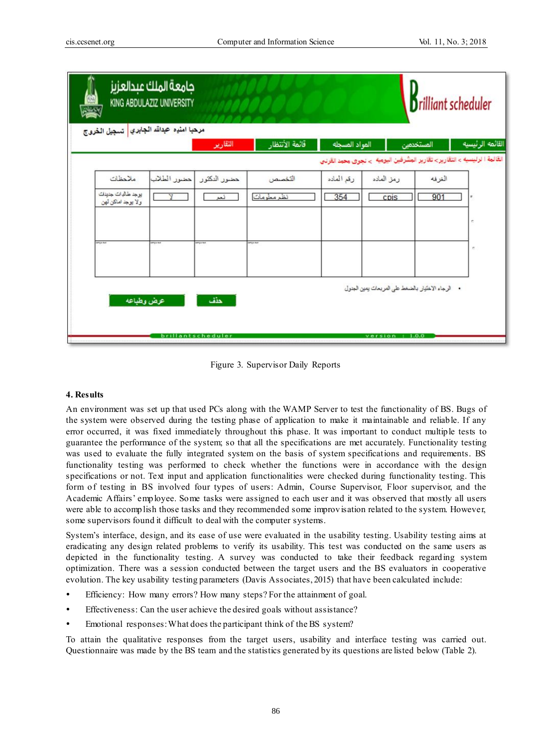Figure 3. Supervisor Daily Reports

### 4. Results

An environment was set up that used PCs along with the WAMP Server to test the functionality of BS. Bugs of the system were observed during the testing phase of application to make it maintainable and reliable. If any error occurred, it was fixed immediately throughout this phase. It was important to conduct multiple tests to guarantee the performance of the system; so that all the specifications are met accurately. Functionality testing was used to evaluate the fully integrated system on the basis of system specifications and requirements. BS functionality testing was performed to check whether the functions were in accordance with the design specifications or not. Text input and application functionalities were checked during functionality testing. This form of testing in BS involved four types of users: Admin, Course Supervisor, Floor supervisor, and the Academic Affairs' employee. Some tasks were assigned to each user and it was observed that mostly all users were able to accomplish those tasks and they recommended some improvisation related to the system. However, some supervisors found it difficult to deal with the computer systems.

System's interface, design, and its ease of use were evaluated in the usability testing. Usability testing aims at eradicating any design related problems to verify its usability. This test was conducted on the same users as depicted in the functionality testing. A survey was conducted to take their feedback regarding system optimization. There was a session conducted between the target users and the BS evaluators in cooperative evolution. The key usability testing parameters (Davis Associates, 2015) that have been calculated include:

- Efficiency: How many errors? How many steps? For the attainment of goal.
- Effectiveness: Can the user achieve the desired goals without assistance?
- Emotional responses: What does the participant think of the BS system?

To attain the qualitative responses from the target users, usability and interface testing was carried out. Questionnaire was made by the BS team and the statistics generated by its questions are listed below (Table 2).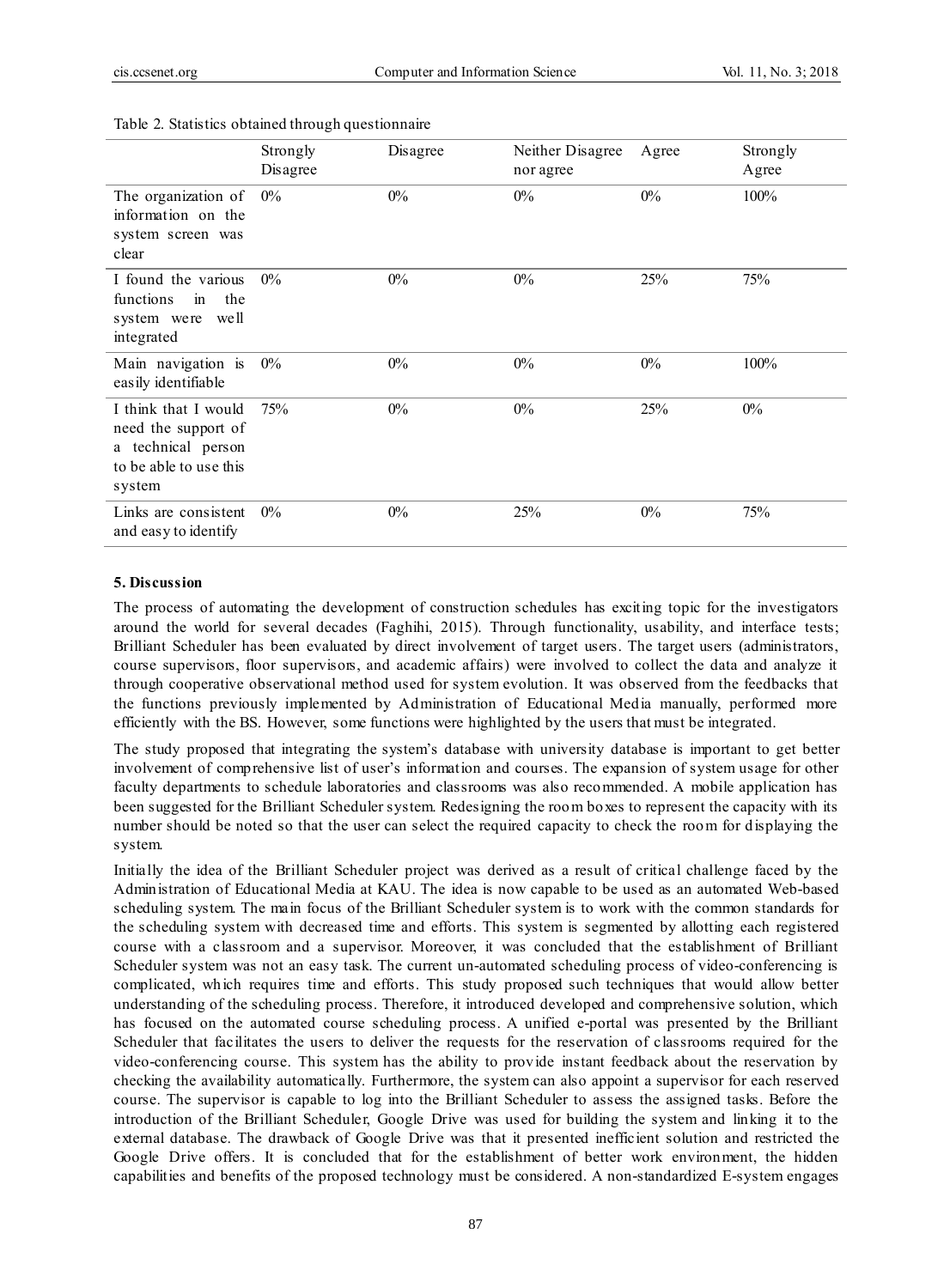Table 2. Statistics obtained through questionnaire

| | Strongly Disagree | Disagree | Neither Disagree nor agree | Agree | Strongly Agree |
|---|---|---|---|---|---|
| The organization of information on the system screen was clear | 0% | 0% | 0% | 0% | 100% |
| I found the various functions in the system were well integrated | 0% | 0% | 0% | 25% | 75% |
| Main navigation is easily identifiable | 0% | 0% | 0% | 0% | 100% |
| I think that I would need the support of a technical person to be able to use this system | 75% | 0% | 0% | 25% | 0% |
| Links are consistent and easy to identify | 0% | 0% | 25% | 0% | 75% |

## 5. Discussion

The process of automating the development of construction schedules has exciting topic for the investigators around the world for several decades (Faghihi, 2015). Through functionality, usability, and interface tests; Brilliant Scheduler has been evaluated by direct involvement of target users. The target users (administrators, course supervisors, floor supervisors, and academic affairs) were involved to collect the data and analyze it through cooperative observational method used for system evolution. It was observed from the feedbacks that the functions previously implemented by Administration of Educational Media manually, performed more efficiently with the BS. However, some functions were highlighted by the users that must be integrated.

The study proposed that integrating the system's database with university database is important to get better involvement of comprehensive list of user's information and courses. The expansion of system usage for other faculty departments to schedule laboratories and classrooms was also recommended. A mobile application has been suggested for the Brilliant Scheduler system. Redesigning the room boxes to represent the capacity with its number should be noted so that the user can select the required capacity to check the room for displaying the system.

Initially the idea of the Brilliant Scheduler project was derived as a result of critical challenge faced by the Administration of Educational Media at KAU. The idea is now capable to be used as an automated Web-based scheduling system. The main focus of the Brilliant Scheduler system is to work with the common standards for the scheduling system with decreased time and efforts. This system is segmented by allotting each registered course with a classroom and a supervisor. Moreover, it was concluded that the establishment of Brilliant Scheduler system was not an easy task. The current un-automated scheduling process of video-conferencing is complicated, which requires time and efforts. This study proposed such techniques that would allow better understanding of the scheduling process. Therefore, it introduced developed and comprehensive solution, which has focused on the automated course scheduling process. A unified e-portal was presented by the Brilliant Scheduler that facilitates the users to deliver the requests for the reservation of classrooms required for the video-conferencing course. This system has the ability to provide instant feedback about the reservation by checking the availability automatically. Furthermore, the system can also appoint a supervisor for each reserved course. The supervisor is capable to log into the Brilliant Scheduler to assess the assigned tasks. Before the introduction of the Brilliant Scheduler, Google Drive was used for building the system and linking it to the external database. The drawback of Google Drive was that it presented inefficient solution and restricted the Google Drive offers. It is concluded that for the establishment of better work environment, the hidden capabilities and benefits of the proposed technology must be considered. A non-standardized E-system engages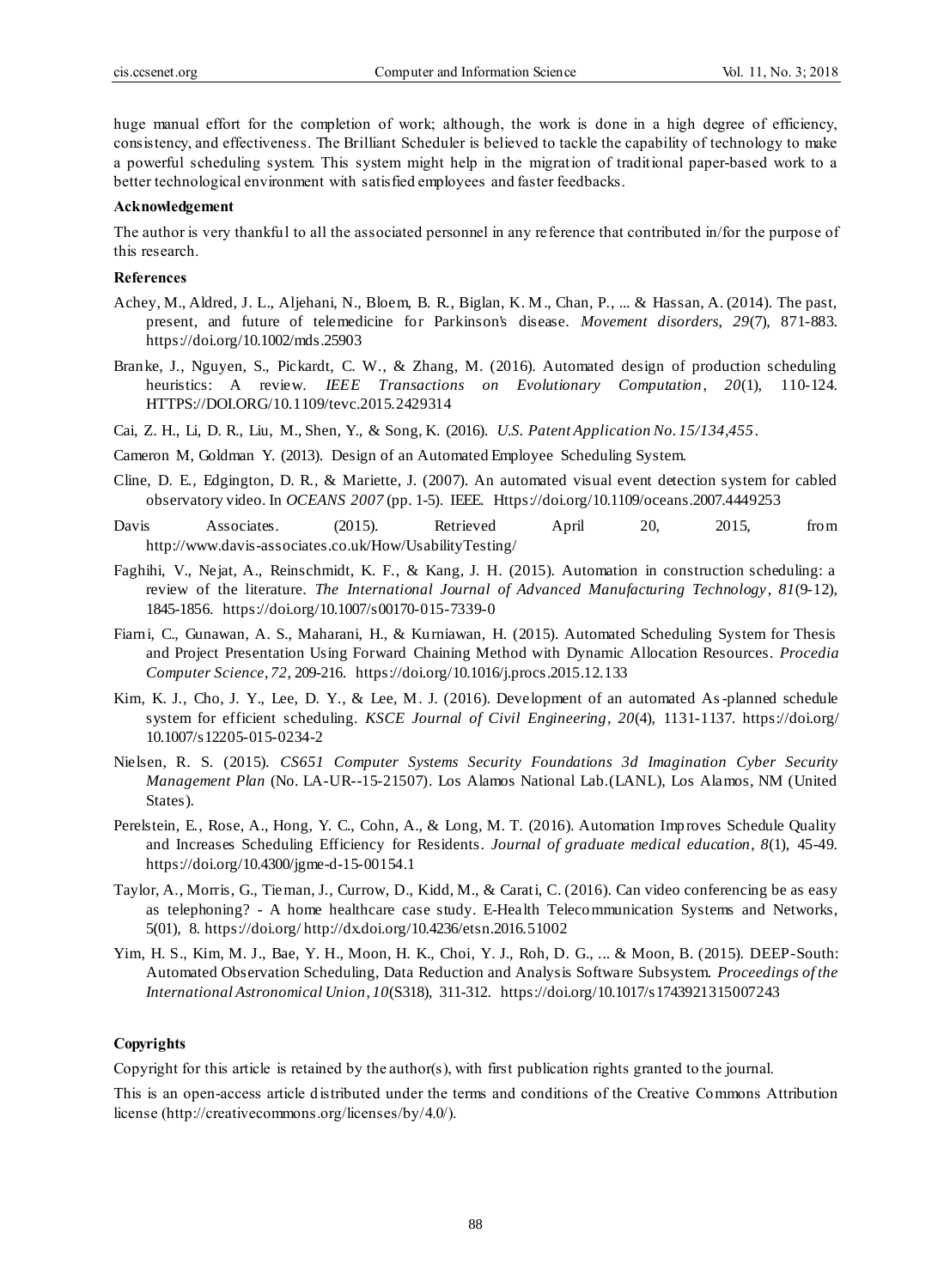huge manual effort for the completion of work; although, the work is done in a high degree of efficiency, consistency, and effectiveness. The Brilliant Scheduler is believed to tackle the capability of technology to make a powerful scheduling system. This system might help in the migration of traditional paper-based work to a better technological environment with satisfied employees and faster feedbacks.

**Acknowledgement**

The author is very thankful to all the associated personnel in any reference that contributed in/for the purpose of this research.

**References**

Achey, M., Aldred, J. L., Aljehani, N., Bloem, B. R., Biglan, K. M., Chan, P., ... & Hassan, A. (2014). The past, present, and future of telemedicine for Parkinson's disease. *Movement disorders*, *29*(7), 871-883. https://doi.org/10.1002/mds.25903

Branke, J., Nguyen, S., Pickardt, C. W., & Zhang, M. (2016). Automated design of production scheduling heuristics: A review. *IEEE Transactions on Evolutionary Computation*, *20*(1), 110-124. HTTPS://DOI.ORG/10.1109/tevc.2015.2429314

Cai, Z. H., Li, D. R., Liu, M., Shen, Y., & Song, K. (2016). *U.S. Patent Application No. 15/134,455*.

Cameron M, Goldman Y. (2013). Design of an Automated Employee Scheduling System.

Cline, D. E., Edgington, D. R., & Mariette, J. (2007). An automated visual event detection system for cabled observatory video. In *OCEANS 2007* (pp. 1-5). IEEE. Https://doi.org/10.1109/oceans.2007.4449253

Davis Associates. (2015). Retrieved April 20, 2015, from http://www.davis-associates.co.uk/How/UsabilityTesting/

Faghihi, V., Nejat, A., Reinschmidt, K. F., & Kang, J. H. (2015). Automation in construction scheduling: a review of the literature. *The International Journal of Advanced Manufacturing Technology*, *81*(9-12), 1845-1856. https://doi.org/10.1007/s00170-015-7339-0

Fiarni, C., Gunawan, A. S., Maharani, H., & Kurniawan, H. (2015). Automated Scheduling System for Thesis and Project Presentation Using Forward Chaining Method with Dynamic Allocation Resources. *Procedia Computer Science*, *72*, 209-216. https://doi.org/10.1016/j.procs.2015.12.133

Kim, K. J., Cho, J. Y., Lee, D. Y., & Lee, M. J. (2016). Development of an automated As-planned schedule system for efficient scheduling. *KSCE Journal of Civil Engineering*, *20*(4), 1131-1137. https://doi.org/ 10.1007/s12205-015-0234-2

Nielsen, R. S. (2015). *CS651 Computer Systems Security Foundations 3d Imagination Cyber Security Management Plan* (No. LA-UR--15-21507). Los Alamos National Lab.(LANL), Los Alamos, NM (United States).

Perelstein, E., Rose, A., Hong, Y. C., Cohn, A., & Long, M. T. (2016). Automation Improves Schedule Quality and Increases Scheduling Efficiency for Residents. *Journal of graduate medical education*, *8*(1), 45-49. https://doi.org/10.4300/jgme-d-15-00154.1

Taylor, A., Morris, G., Tieman, J., Currow, D., Kidd, M., & Carati, C. (2016). Can video conferencing be as easy as telephoning? - A home healthcare case study. E-Health Telecommunication Systems and Networks, 5(01), 8. https://doi.org/ http://dx.doi.org/10.4236/etsn.2016.51002

Yim, H. S., Kim, M. J., Bae, Y. H., Moon, H. K., Choi, Y. J., Roh, D. G., ... & Moon, B. (2015). DEEP-South: Automated Observation Scheduling, Data Reduction and Analysis Software Subsystem. *Proceedings of the International Astronomical Union*, *10*(S318), 311-312. https://doi.org/10.1017/s1743921315007243

**Copyrights**

Copyright for this article is retained by the author(s), with first publication rights granted to the journal.

This is an open-access article distributed under the terms and conditions of the Creative Commons Attribution license (http://creativecommons.org/licenses/by/4.0/).